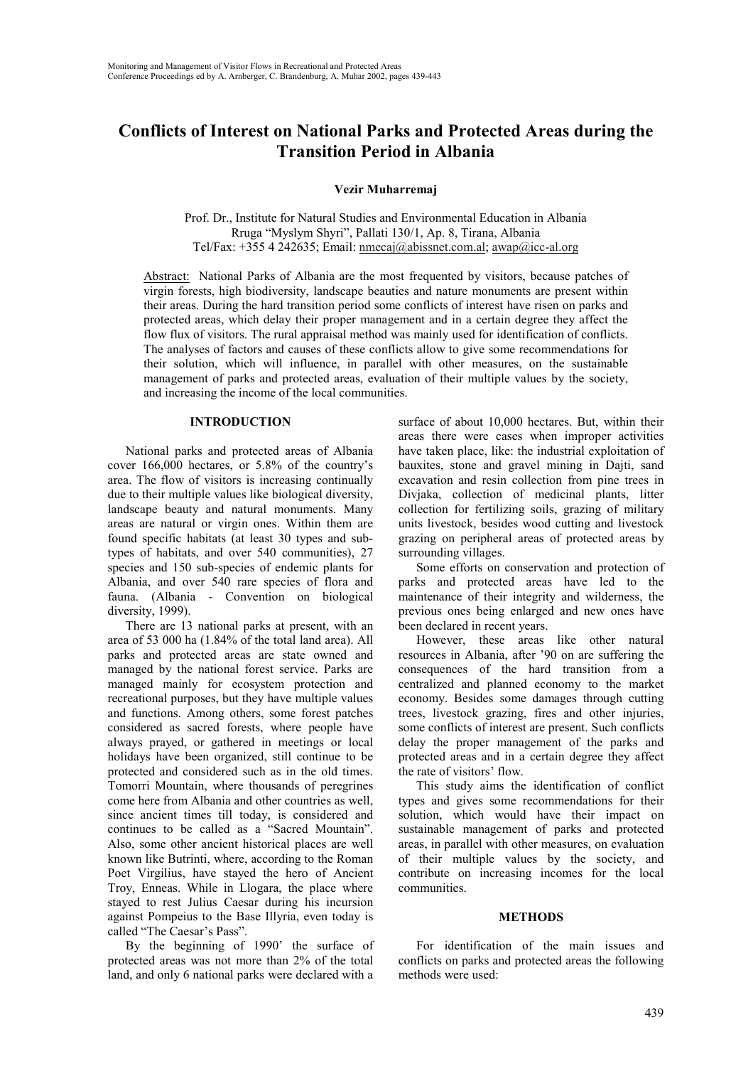# Conflicts of Interest on National Parks and Protected Areas during the Transition Period in Albania

**Vezir Muharremaj**

Prof. Dr., Institute for Natural Studies and Environmental Education in Albania
Rruga "Myslym Shyri", Pallati 130/1, Ap. 8, Tirana, Albania
Tel/Fax: +355 4 242635; Email: nmecaj@abissnet.com.al; awap@icc-al.org

Abstract: National Parks of Albania are the most frequented by visitors, because patches of virgin forests, high biodiversity, landscape beauties and nature monuments are present within their areas. During the hard transition period some conflicts of interest have risen on parks and protected areas, which delay their proper management and in a certain degree they affect the flow flux of visitors. The rural appraisal method was mainly used for identification of conflicts. The analyses of factors and causes of these conflicts allow to give some recommendations for their solution, which will influence, in parallel with other measures, on the sustainable management of parks and protected areas, evaluation of their multiple values by the society, and increasing the income of the local communities.

## INTRODUCTION

National parks and protected areas of Albania cover 166,000 hectares, or 5.8% of the country's area. The flow of visitors is increasing continually due to their multiple values like biological diversity, landscape beauty and natural monuments. Many areas are natural or virgin ones. Within them are found specific habitats (at least 30 types and subtypes of habitats, and over 540 communities), 27 species and 150 sub-species of endemic plants for Albania, and over 540 rare species of flora and fauna. (Albania - Convention on biological diversity, 1999).

There are 13 national parks at present, with an area of 53 000 ha (1.84% of the total land area). All parks and protected areas are state owned and managed by the national forest service. Parks are managed mainly for ecosystem protection and recreational purposes, but they have multiple values and functions. Among others, some forest patches considered as sacred forests, where people have always prayed, or gathered in meetings or local holidays have been organized, still continue to be protected and considered such as in the old times. Tomorri Mountain, where thousands of peregrines come here from Albania and other countries as well, since ancient times till today, is considered and continues to be called as a "Sacred Mountain". Also, some other ancient historical places are well known like Butrinti, where, according to the Roman Poet Virgilius, have stayed the hero of Ancient Troy, Enneas. While in Llogara, the place where stayed to rest Julius Caesar during his incursion against Pompeius to the Base Illyria, even today is called "The Caesar's Pass".

By the beginning of 1990' the surface of protected areas was not more than 2% of the total land, and only 6 national parks were declared with a surface of about 10,000 hectares. But, within their areas there were cases when improper activities have taken place, like: the industrial exploitation of bauxites, stone and gravel mining in Dajti, sand excavation and resin collection from pine trees in Divjaka, collection of medicinal plants, litter collection for fertilizing soils, grazing of military units livestock, besides wood cutting and livestock grazing on peripheral areas of protected areas by surrounding villages.

Some efforts on conservation and protection of parks and protected areas have led to the maintenance of their integrity and wilderness, the previous ones being enlarged and new ones have been declared in recent years.

However, these areas like other natural resources in Albania, after '90 on are suffering the consequences of the hard transition from a centralized and planned economy to the market economy. Besides some damages through cutting trees, livestock grazing, fires and other injuries, some conflicts of interest are present. Such conflicts delay the proper management of the parks and protected areas and in a certain degree they affect the rate of visitors' flow.

This study aims the identification of conflict types and gives some recommendations for their solution, which would have their impact on sustainable management of parks and protected areas, in parallel with other measures, on evaluation of their multiple values by the society, and contribute on increasing incomes for the local communities.

## METHODS

For identification of the main issues and conflicts on parks and protected areas the following methods were used: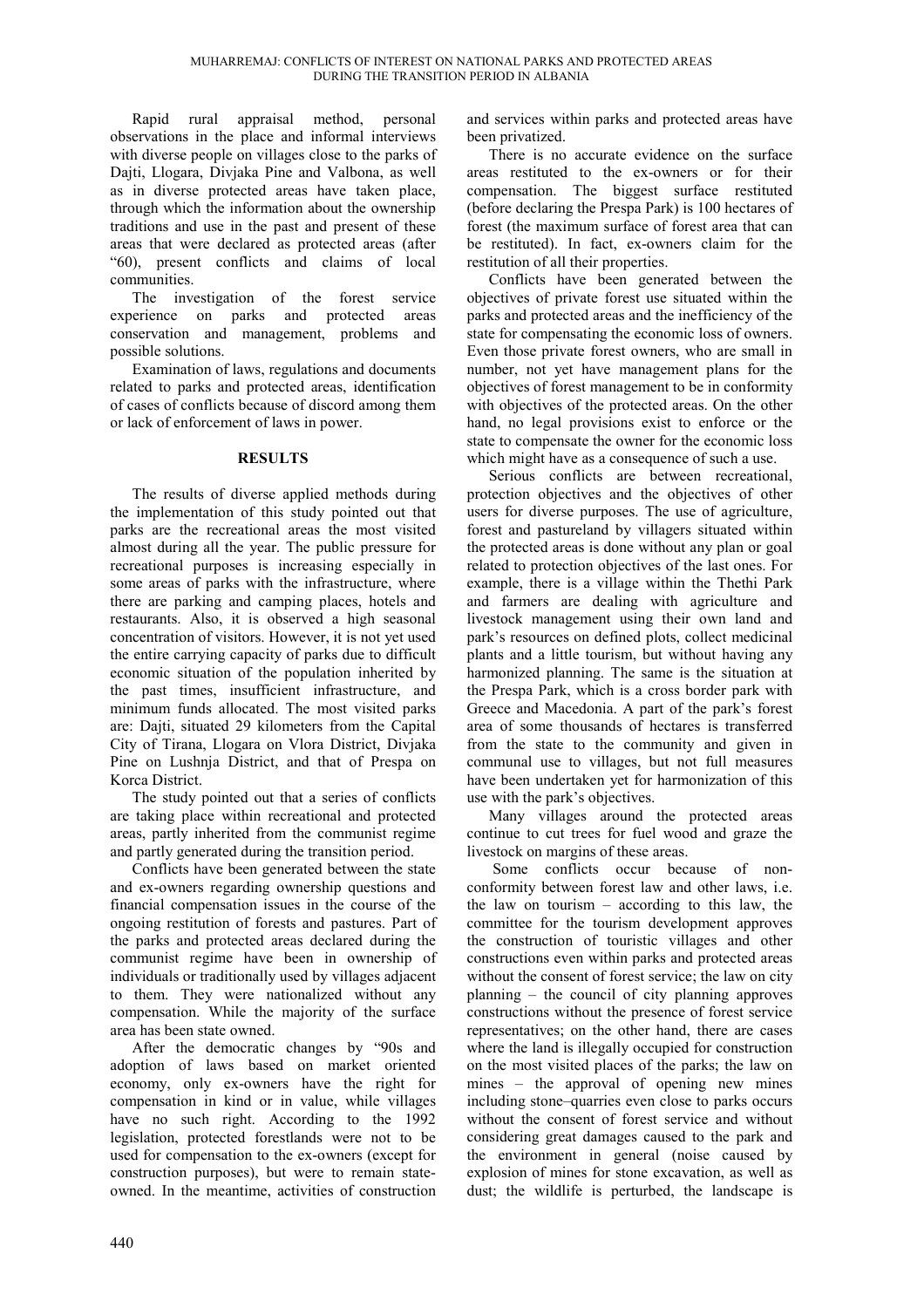Rapid rural appraisal method, personal observations in the place and informal interviews with diverse people on villages close to the parks of Dajti, Llogara, Divjaka Pine and Valbona, as well as in diverse protected areas have taken place, through which the information about the ownership traditions and use in the past and present of these areas that were declared as protected areas (after "60), present conflicts and claims of local communities.

The investigation of the forest service experience on parks and protected areas conservation and management, problems and possible solutions.

Examination of laws, regulations and documents related to parks and protected areas, identification of cases of conflicts because of discord among them or lack of enforcement of laws in power.

## RESULTS

The results of diverse applied methods during the implementation of this study pointed out that parks are the recreational areas the most visited almost during all the year. The public pressure for recreational purposes is increasing especially in some areas of parks with the infrastructure, where there are parking and camping places, hotels and restaurants. Also, it is observed a high seasonal concentration of visitors. However, it is not yet used the entire carrying capacity of parks due to difficult economic situation of the population inherited by the past times, insufficient infrastructure, and minimum funds allocated. The most visited parks are: Dajti, situated 29 kilometers from the Capital City of Tirana, Llogara on Vlora District, Divjaka Pine on Lushnja District, and that of Prespa on Korca District.

The study pointed out that a series of conflicts are taking place within recreational and protected areas, partly inherited from the communist regime and partly generated during the transition period.

Conflicts have been generated between the state and ex-owners regarding ownership questions and financial compensation issues in the course of the ongoing restitution of forests and pastures. Part of the parks and protected areas declared during the communist regime have been in ownership of individuals or traditionally used by villages adjacent to them. They were nationalized without any compensation. While the majority of the surface area has been state owned.

After the democratic changes by "90s and adoption of laws based on market oriented economy, only ex-owners have the right for compensation in kind or in value, while villages have no such right. According to the 1992 legislation, protected forestlands were not to be used for compensation to the ex-owners (except for construction purposes), but were to remain state-owned. In the meantime, activities of construction and services within parks and protected areas have been privatized.

There is no accurate evidence on the surface areas restituted to the ex-owners or for their compensation. The biggest surface restituted (before declaring the Prespa Park) is 100 hectares of forest (the maximum surface of forest area that can be restituted). In fact, ex-owners claim for the restitution of all their properties.

Conflicts have been generated between the objectives of private forest use situated within the parks and protected areas and the inefficiency of the state for compensating the economic loss of owners. Even those private forest owners, who are small in number, not yet have management plans for the objectives of forest management to be in conformity with objectives of the protected areas. On the other hand, no legal provisions exist to enforce or the state to compensate the owner for the economic loss which might have as a consequence of such a use.

Serious conflicts are between recreational, protection objectives and the objectives of other users for diverse purposes. The use of agriculture, forest and pastureland by villagers situated within the protected areas is done without any plan or goal related to protection objectives of the last ones. For example, there is a village within the Thethi Park and farmers are dealing with agriculture and livestock management using their own land and park's resources on defined plots, collect medicinal plants and a little tourism, but without having any harmonized planning. The same is the situation at the Prespa Park, which is a cross border park with Greece and Macedonia. A part of the park's forest area of some thousands of hectares is transferred from the state to the community and given in communal use to villages, but not full measures have been undertaken yet for harmonization of this use with the park's objectives.

Many villages around the protected areas continue to cut trees for fuel wood and graze the livestock on margins of these areas.

Some conflicts occur because of non-conformity between forest law and other laws, i.e. the law on tourism – according to this law, the committee for the tourism development approves the construction of touristic villages and other constructions even within parks and protected areas without the consent of forest service; the law on city planning – the council of city planning approves constructions without the presence of forest service representatives; on the other hand, there are cases where the land is illegally occupied for construction on the most visited places of the parks; the law on mines – the approval of opening new mines including stone–quarries even close to parks occurs without the consent of forest service and without considering great damages caused to the park and the environment in general (noise caused by explosion of mines for stone excavation, as well as dust; the wildlife is perturbed, the landscape is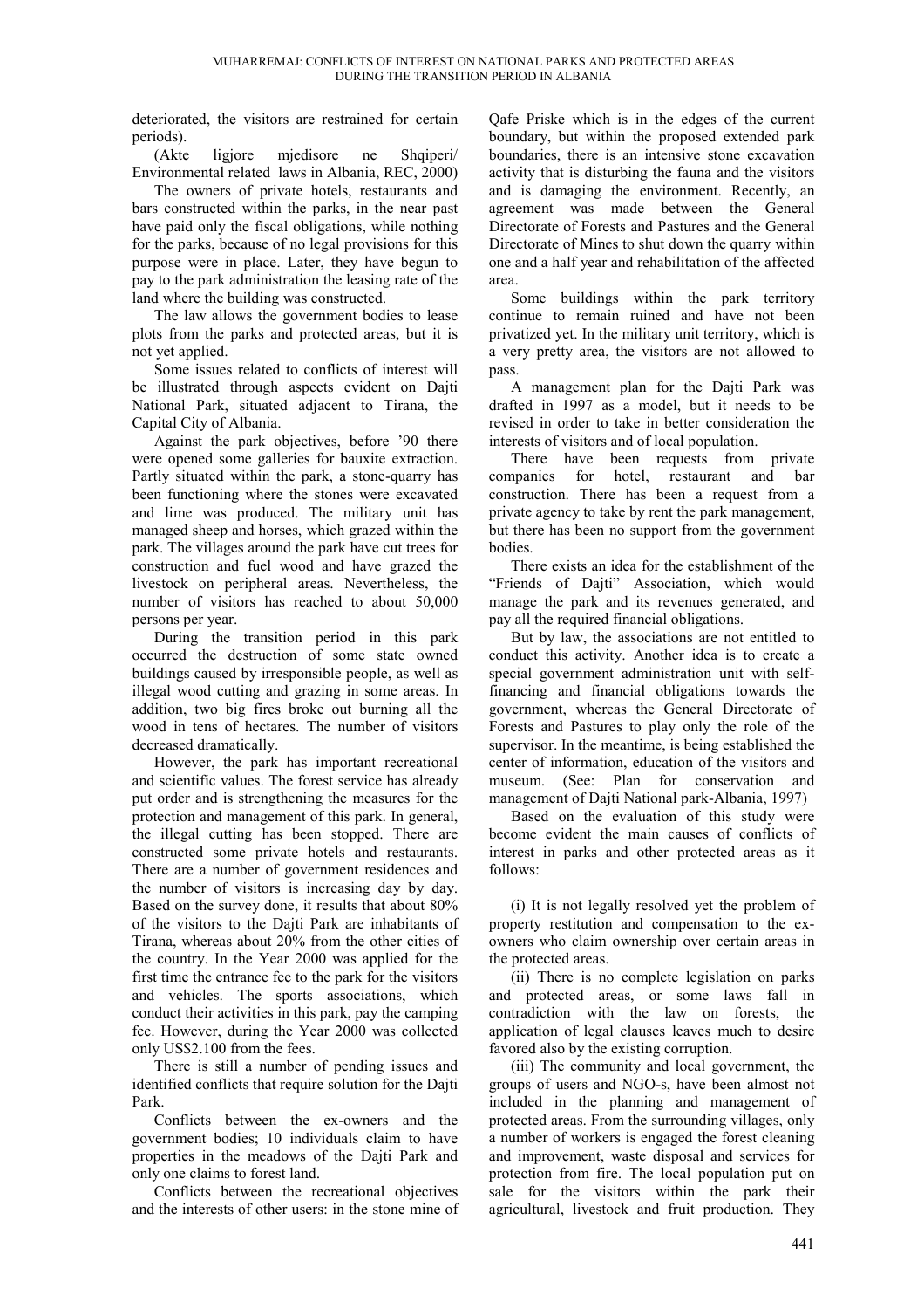deteriorated, the visitors are restrained for certain periods).

(Akte ligjore mjedisore ne Shqiperi/ Environmental related laws in Albania, REC, 2000)

The owners of private hotels, restaurants and bars constructed within the parks, in the near past have paid only the fiscal obligations, while nothing for the parks, because of no legal provisions for this purpose were in place. Later, they have begun to pay to the park administration the leasing rate of the land where the building was constructed.

The law allows the government bodies to lease plots from the parks and protected areas, but it is not yet applied.

Some issues related to conflicts of interest will be illustrated through aspects evident on Dajti National Park, situated adjacent to Tirana, the Capital City of Albania.

Against the park objectives, before '90 there were opened some galleries for bauxite extraction. Partly situated within the park, a stone-quarry has been functioning where the stones were excavated and lime was produced. The military unit has managed sheep and horses, which grazed within the park. The villages around the park have cut trees for construction and fuel wood and have grazed the livestock on peripheral areas. Nevertheless, the number of visitors has reached to about 50,000 persons per year.

During the transition period in this park occurred the destruction of some state owned buildings caused by irresponsible people, as well as illegal wood cutting and grazing in some areas. In addition, two big fires broke out burning all the wood in tens of hectares. The number of visitors decreased dramatically.

However, the park has important recreational and scientific values. The forest service has already put order and is strengthening the measures for the protection and management of this park. In general, the illegal cutting has been stopped. There are constructed some private hotels and restaurants. There are a number of government residences and the number of visitors is increasing day by day. Based on the survey done, it results that about 80% of the visitors to the Dajti Park are inhabitants of Tirana, whereas about 20% from the other cities of the country. In the Year 2000 was applied for the first time the entrance fee to the park for the visitors and vehicles. The sports associations, which conduct their activities in this park, pay the camping fee. However, during the Year 2000 was collected only US$2.100 from the fees.

There is still a number of pending issues and identified conflicts that require solution for the Dajti Park.

Conflicts between the ex-owners and the government bodies; 10 individuals claim to have properties in the meadows of the Dajti Park and only one claims to forest land.

Conflicts between the recreational objectives and the interests of other users: in the stone mine of Qafe Priske which is in the edges of the current boundary, but within the proposed extended park boundaries, there is an intensive stone excavation activity that is disturbing the fauna and the visitors and is damaging the environment. Recently, an agreement was made between the General Directorate of Forests and Pastures and the General Directorate of Mines to shut down the quarry within one and a half year and rehabilitation of the affected area.

Some buildings within the park territory continue to remain ruined and have not been privatized yet. In the military unit territory, which is a very pretty area, the visitors are not allowed to pass.

A management plan for the Dajti Park was drafted in 1997 as a model, but it needs to be revised in order to take in better consideration the interests of visitors and of local population.

There have been requests from private companies for hotel, restaurant and bar construction. There has been a request from a private agency to take by rent the park management, but there has been no support from the government bodies.

There exists an idea for the establishment of the "Friends of Dajti" Association, which would manage the park and its revenues generated, and pay all the required financial obligations.

But by law, the associations are not entitled to conduct this activity. Another idea is to create a special government administration unit with self-financing and financial obligations towards the government, whereas the General Directorate of Forests and Pastures to play only the role of the supervisor. In the meantime, is being established the center of information, education of the visitors and museum. (See: Plan for conservation and management of Dajti National park-Albania, 1997)

Based on the evaluation of this study were become evident the main causes of conflicts of interest in parks and other protected areas as it follows:

(i) It is not legally resolved yet the problem of property restitution and compensation to the ex-owners who claim ownership over certain areas in the protected areas.

(ii) There is no complete legislation on parks and protected areas, or some laws fall in contradiction with the law on forests, the application of legal clauses leaves much to desire favored also by the existing corruption.

(iii) The community and local government, the groups of users and NGO-s, have been almost not included in the planning and management of protected areas. From the surrounding villages, only a number of workers is engaged the forest cleaning and improvement, waste disposal and services for protection from fire. The local population put on sale for the visitors within the park their agricultural, livestock and fruit production. They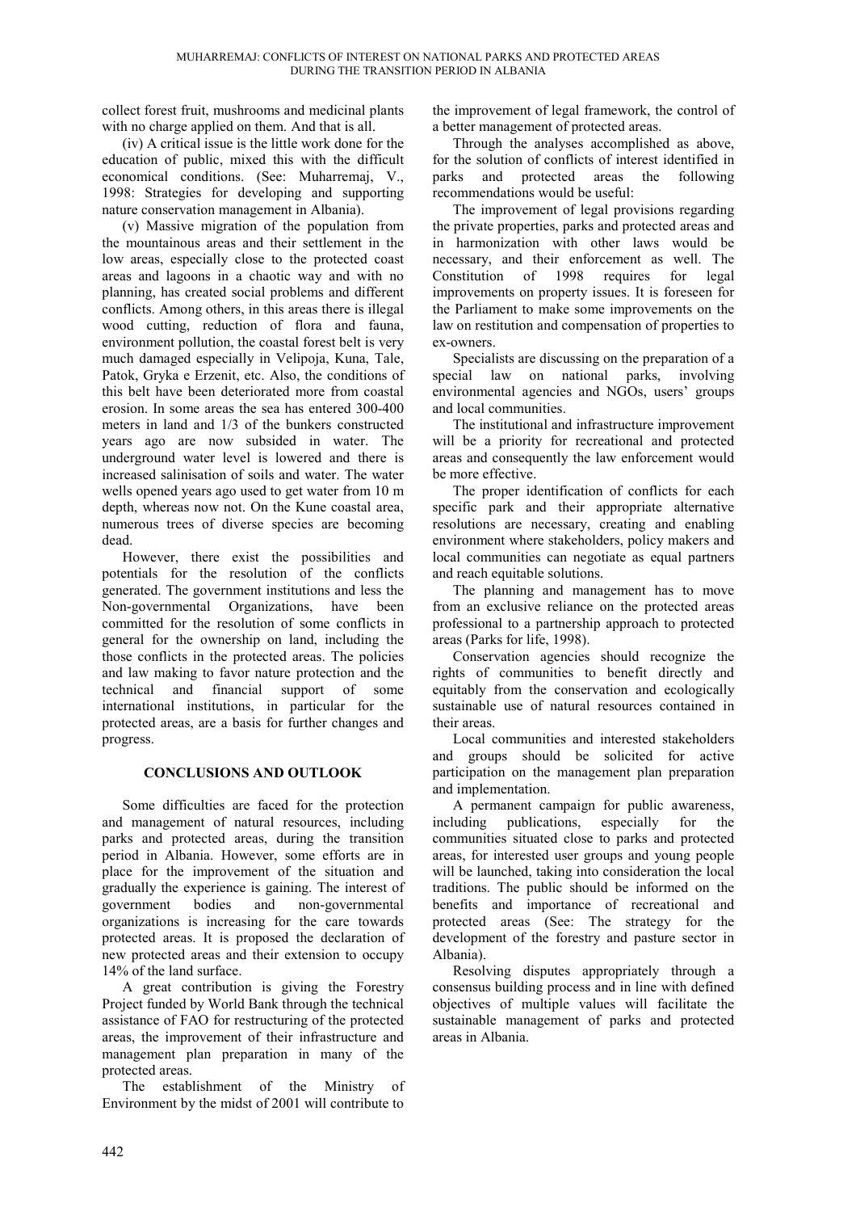collect forest fruit, mushrooms and medicinal plants with no charge applied on them. And that is all.

(iv) A critical issue is the little work done for the education of public, mixed this with the difficult economical conditions. (See: Muharremaj, V., 1998: Strategies for developing and supporting nature conservation management in Albania).

(v) Massive migration of the population from the mountainous areas and their settlement in the low areas, especially close to the protected coast areas and lagoons in a chaotic way and with no planning, has created social problems and different conflicts. Among others, in this areas there is illegal wood cutting, reduction of flora and fauna, environment pollution, the coastal forest belt is very much damaged especially in Velipoja, Kuna, Tale, Patok, Gryka e Erzenit, etc. Also, the conditions of this belt have been deteriorated more from coastal erosion. In some areas the sea has entered 300-400 meters in land and 1/3 of the bunkers constructed years ago are now subsided in water. The underground water level is lowered and there is increased salinisation of soils and water. The water wells opened years ago used to get water from 10 m depth, whereas now not. On the Kune coastal area, numerous trees of diverse species are becoming dead.

However, there exist the possibilities and potentials for the resolution of the conflicts generated. The government institutions and less the Non-governmental Organizations, have been committed for the resolution of some conflicts in general for the ownership on land, including the those conflicts in the protected areas. The policies and law making to favor nature protection and the technical and financial support of some international institutions, in particular for the protected areas, are a basis for further changes and progress.

## CONCLUSIONS AND OUTLOOK

Some difficulties are faced for the protection and management of natural resources, including parks and protected areas, during the transition period in Albania. However, some efforts are in place for the improvement of the situation and gradually the experience is gaining. The interest of government bodies and non-governmental organizations is increasing for the care towards protected areas. It is proposed the declaration of new protected areas and their extension to occupy 14% of the land surface.

A great contribution is giving the Forestry Project funded by World Bank through the technical assistance of FAO for restructuring of the protected areas, the improvement of their infrastructure and management plan preparation in many of the protected areas.

The establishment of the Ministry of Environment by the midst of 2001 will contribute to the improvement of legal framework, the control of a better management of protected areas.

Through the analyses accomplished as above, for the solution of conflicts of interest identified in parks and protected areas the following recommendations would be useful:

The improvement of legal provisions regarding the private properties, parks and protected areas and in harmonization with other laws would be necessary, and their enforcement as well. The Constitution of 1998 requires for legal improvements on property issues. It is foreseen for the Parliament to make some improvements on the law on restitution and compensation of properties to ex-owners.

Specialists are discussing on the preparation of a special law on national parks, involving environmental agencies and NGOs, users' groups and local communities.

The institutional and infrastructure improvement will be a priority for recreational and protected areas and consequently the law enforcement would be more effective.

The proper identification of conflicts for each specific park and their appropriate alternative resolutions are necessary, creating and enabling environment where stakeholders, policy makers and local communities can negotiate as equal partners and reach equitable solutions.

The planning and management has to move from an exclusive reliance on the protected areas professional to a partnership approach to protected areas (Parks for life, 1998).

Conservation agencies should recognize the rights of communities to benefit directly and equitably from the conservation and ecologically sustainable use of natural resources contained in their areas.

Local communities and interested stakeholders and groups should be solicited for active participation on the management plan preparation and implementation.

A permanent campaign for public awareness, including publications, especially for the communities situated close to parks and protected areas, for interested user groups and young people will be launched, taking into consideration the local traditions. The public should be informed on the benefits and importance of recreational and protected areas (See: The strategy for the development of the forestry and pasture sector in Albania).

Resolving disputes appropriately through a consensus building process and in line with defined objectives of multiple values will facilitate the sustainable management of parks and protected areas in Albania.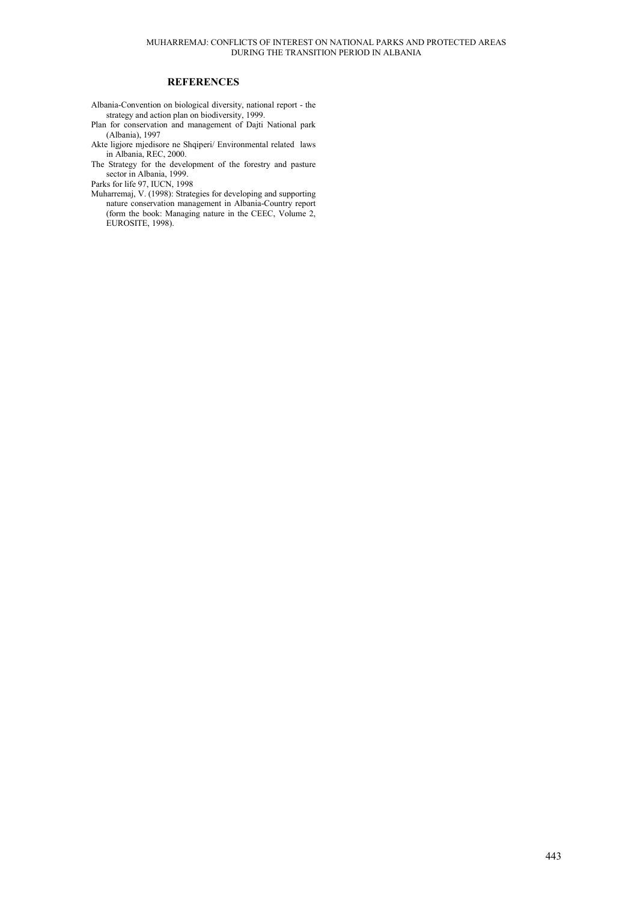## REFERENCES

Albania-Convention on biological diversity, national report - the strategy and action plan on biodiversity, 1999.

Plan for conservation and management of Dajti National park (Albania), 1997

Akte ligjore mjedisore ne Shqiperi/ Environmental related laws in Albania, REC, 2000.

The Strategy for the development of the forestry and pasture sector in Albania, 1999.

Parks for life 97, IUCN, 1998

Muharremaj, V. (1998): Strategies for developing and supporting nature conservation management in Albania-Country report (form the book: Managing nature in the CEEC, Volume 2, EUROSITE, 1998).